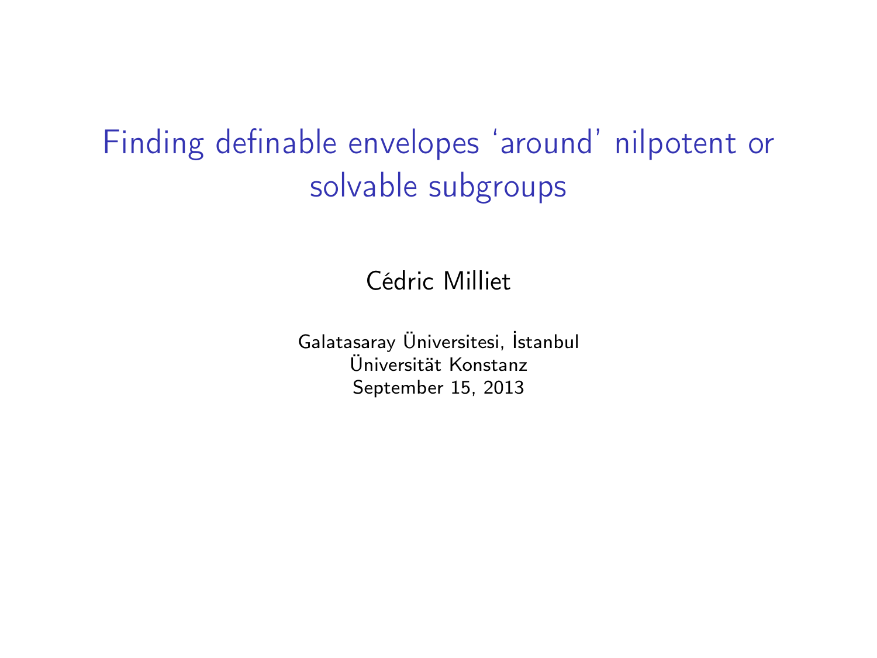# Finding definable envelopes 'around' nilpotent or solvable subgroups

Cédric Milliet

Galatasaray Üniversitesi, İstanbul  
Üniversität Konstanz  
September 15, 2013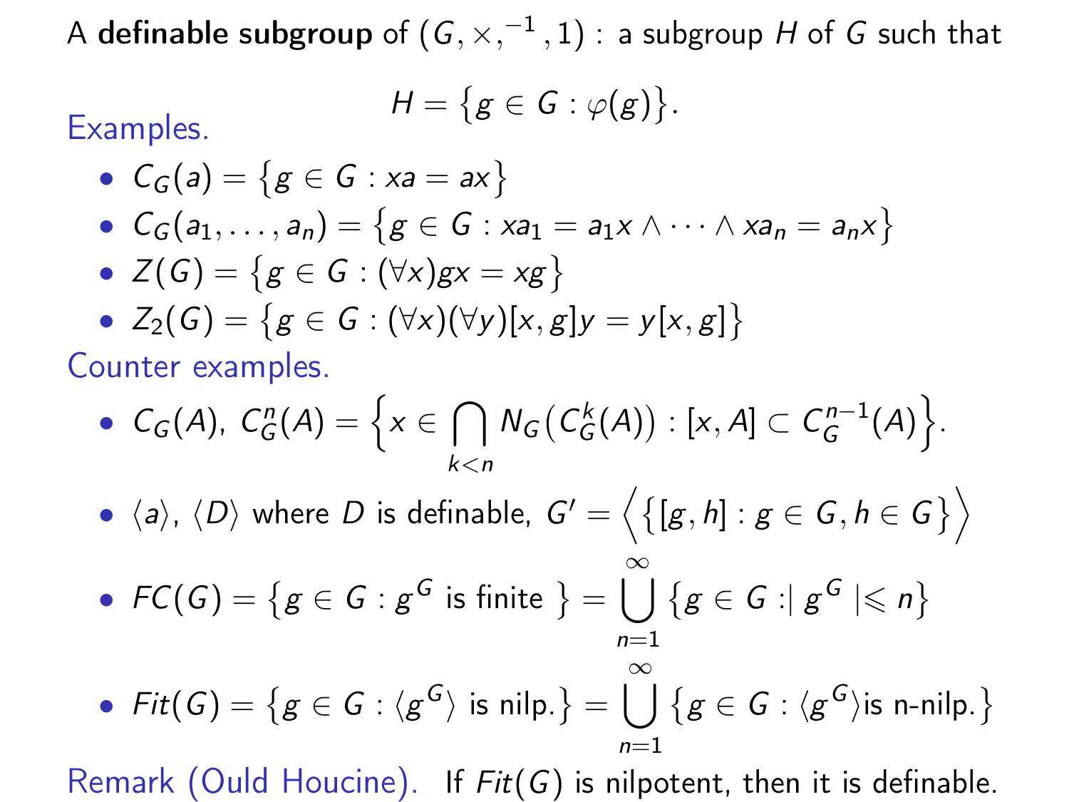A **definable subgroup** of $(G, \times, ^{-1}, 1)$ : a subgroup $H$ of $G$ such that

$$H = \{g \in G : \varphi(g)\}.$$

Examples.

- $C_G(a) = \{g \in G : xa = ax\}$
- $C_G(a_1, \ldots, a_n) = \{g \in G : xa_1 = a_1x \wedge \cdots \wedge xa_n = a_nx\}$
- $Z(G) = \{g \in G : (\forall x) gx = xg\}$
- $Z_2(G) = \{g \in G : (\forall x)(\forall y)[x, g]y = y[x, g]\}$

Counter examples.

- $C_G(A)$, $C_G^n(A) = \left\{x \in \bigcap_{k<n} N_G\big(C_G^k(A)\big) : [x, A] \subset C_G^{n-1}(A)\right\}$.
- $\langle a \rangle$, $\langle D \rangle$ where $D$ is definable, $G' = \Big\langle \big\{[g, h] : g \in G, h \in G\big\} \Big\rangle$
- $FC(G) = \{g \in G : g^G \text{ is finite }\} = \bigcup_{n=1}^{\infty} \{g \in G : |\, g^G \,| \leqslant n\}$
- $Fit(G) = \{g \in G : \langle g^G \rangle \text{ is nilp.}\} = \bigcup_{n=1}^{\infty} \{g \in G : \langle g^G \rangle \text{is n-nilp.}\}$

Remark (Ould Houcine). If $Fit(G)$ is nilpotent, then it is definable.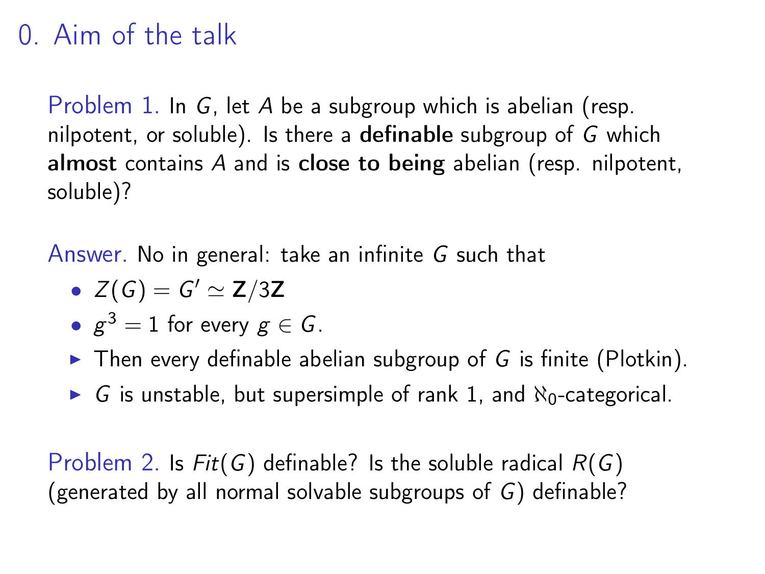# 0. Aim of the talk

Problem 1. In $G$, let $A$ be a subgroup which is abelian (resp. nilpotent, or soluble). Is there a **definable** subgroup of $G$ which **almost** contains $A$ and is **close to being** abelian (resp. nilpotent, soluble)?

Answer. No in general: take an infinite $G$ such that

- $Z(G) = G' \simeq \mathbf{Z}/3\mathbf{Z}$
- $g^3 = 1$ for every $g \in G$.
  - Then every definable abelian subgroup of $G$ is finite (Plotkin).
  - $G$ is unstable, but supersimple of rank 1, and $\aleph_0$-categorical.

Problem 2. Is $Fit(G)$ definable? Is the soluble radical $R(G)$ (generated by all normal solvable subgroups of $G$) definable?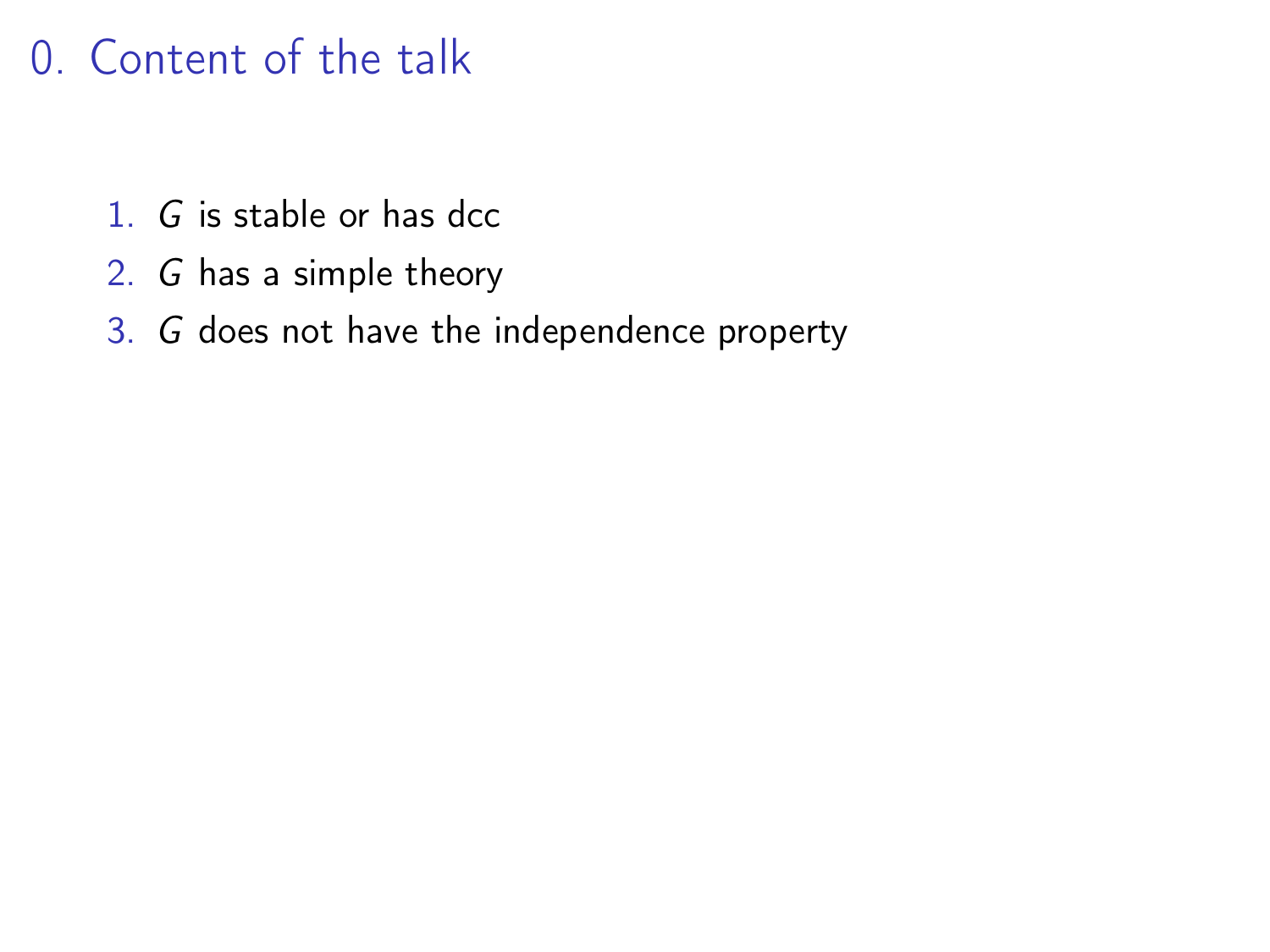# 0. Content of the talk

1. $G$ is stable or has dcc
2. $G$ has a simple theory
3. $G$ does not have the independence property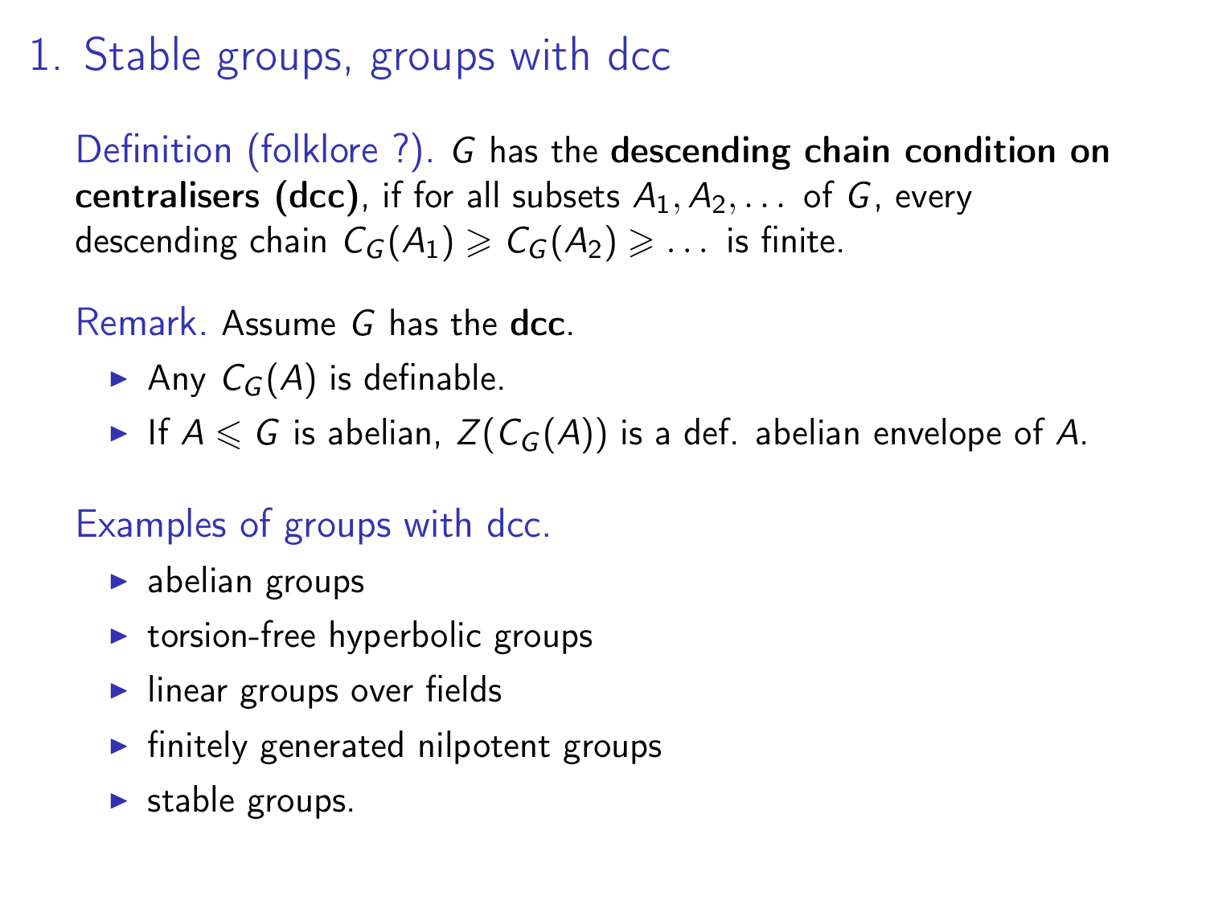# 1. Stable groups, groups with dcc

Definition (folklore ?). $G$ has the **descending chain condition on centralisers (dcc)**, if for all subsets $A_1, A_2, \dots$ of $G$, every descending chain $C_G(A_1) \geqslant C_G(A_2) \geqslant \dots$ is finite.

Remark. Assume $G$ has the **dcc**.

- Any $C_G(A)$ is definable.
- If $A \leqslant G$ is abelian, $Z(C_G(A))$ is a def. abelian envelope of $A$.

Examples of groups with dcc.

- abelian groups
- torsion-free hyperbolic groups
- linear groups over fields
- finitely generated nilpotent groups
- stable groups.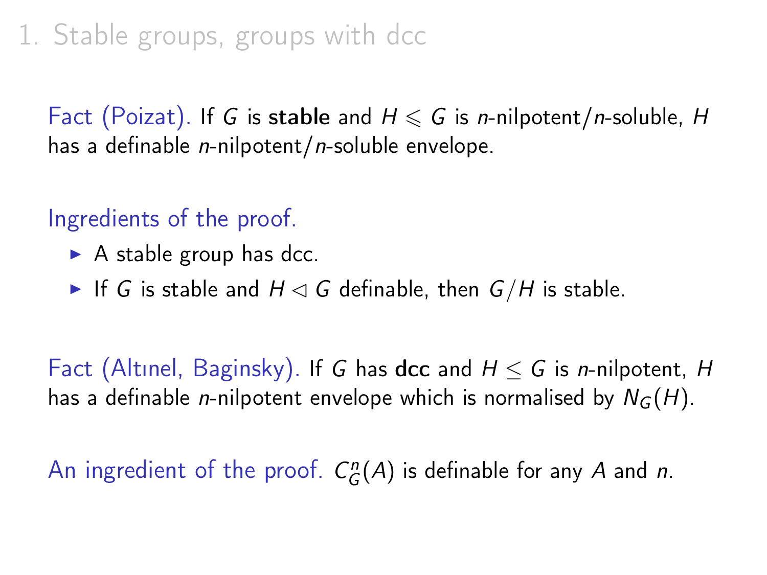# 1. Stable groups, groups with dcc

Fact (Poizat). If $G$ is **stable** and $H \leqslant G$ is $n$-nilpotent/$n$-soluble, $H$ has a definable $n$-nilpotent/$n$-soluble envelope.

Ingredients of the proof.

- A stable group has dcc.
- If $G$ is stable and $H \lhd G$ definable, then $G/H$ is stable.

Fact (Altınel, Baginsky). If $G$ has **dcc** and $H \leq G$ is $n$-nilpotent, $H$ has a definable $n$-nilpotent envelope which is normalised by $N_G(H)$.

An ingredient of the proof. $C^n_G(A)$ is definable for any $A$ and $n$.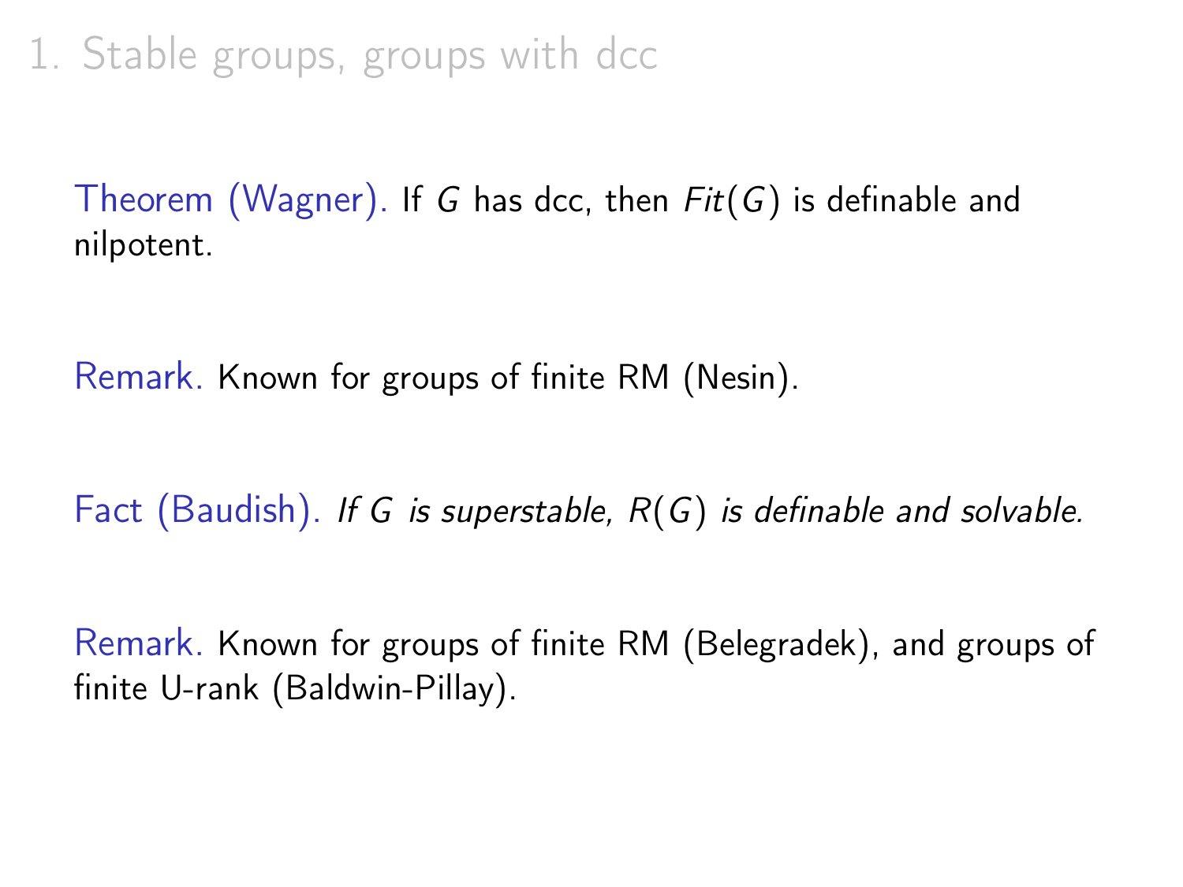# 1. Stable groups, groups with dcc

Theorem (Wagner). If $G$ has dcc, then $Fit(G)$ is definable and nilpotent.

Remark. Known for groups of finite RM (Nesin).

Fact (Baudish). *If $G$ is superstable, $R(G)$ is definable and solvable.*

Remark. Known for groups of finite RM (Belegradek), and groups of finite U-rank (Baldwin-Pillay).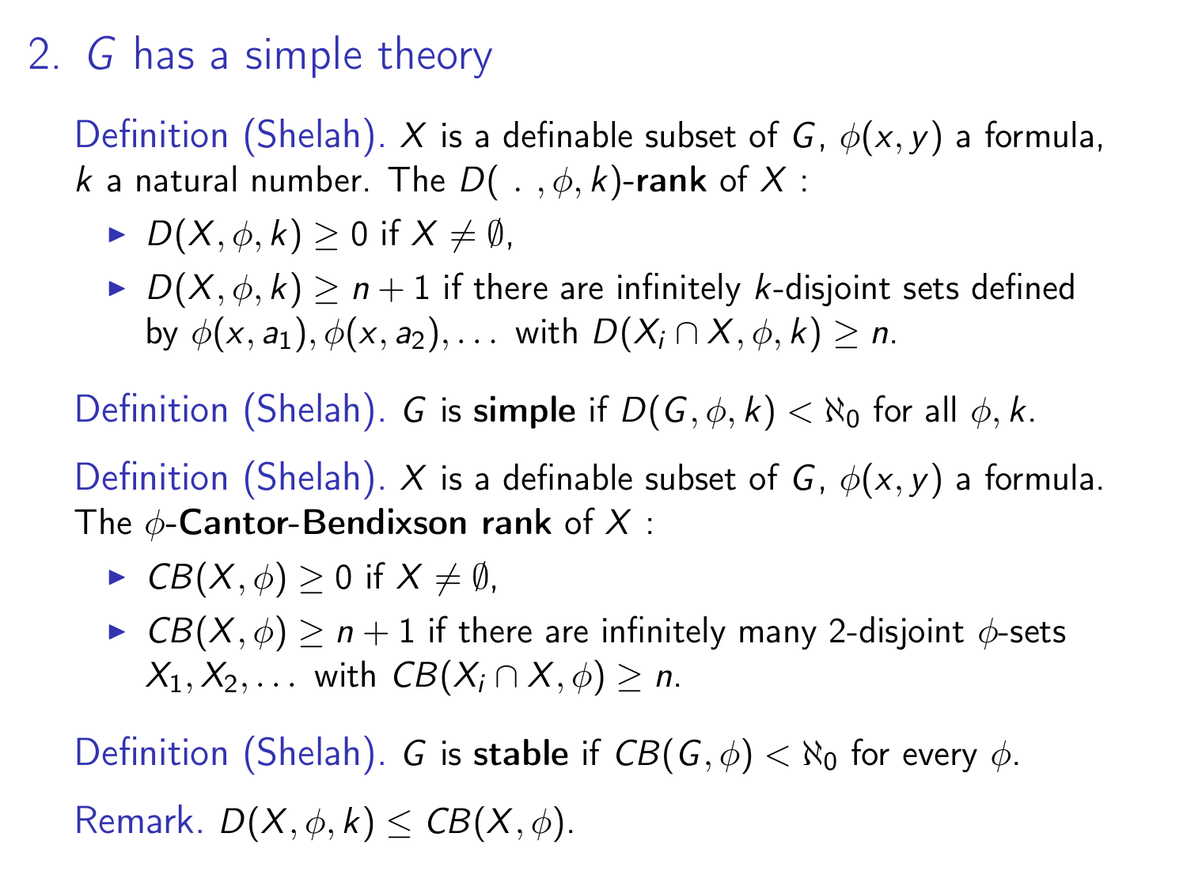## 2. $G$ has a simple theory

Definition (Shelah). $X$ is a definable subset of $G$, $\phi(x, y)$ a formula, $k$ a natural number. The $D( \ . \ , \phi, k)$-**rank** of $X$ :

- $D(X, \phi, k) \geq 0$ if $X \neq \emptyset$,
- $D(X, \phi, k) \geq n + 1$ if there are infinitely $k$-disjoint sets defined by $\phi(x, a_1), \phi(x, a_2), \dots$ with $D(X_i \cap X, \phi, k) \geq n$.

Definition (Shelah). $G$ is **simple** if $D(G, \phi, k) < \aleph_0$ for all $\phi, k$.

Definition (Shelah). $X$ is a definable subset of $G$, $\phi(x, y)$ a formula. The $\phi$-**Cantor-Bendixson rank** of $X$ :

- $CB(X, \phi) \geq 0$ if $X \neq \emptyset$,
- $CB(X, \phi) \geq n + 1$ if there are infinitely many 2-disjoint $\phi$-sets $X_1, X_2, \dots$ with $CB(X_i \cap X, \phi) \geq n$.

Definition (Shelah). $G$ is **stable** if $CB(G, \phi) < \aleph_0$ for every $\phi$.

Remark. $D(X, \phi, k) \leq CB(X, \phi)$.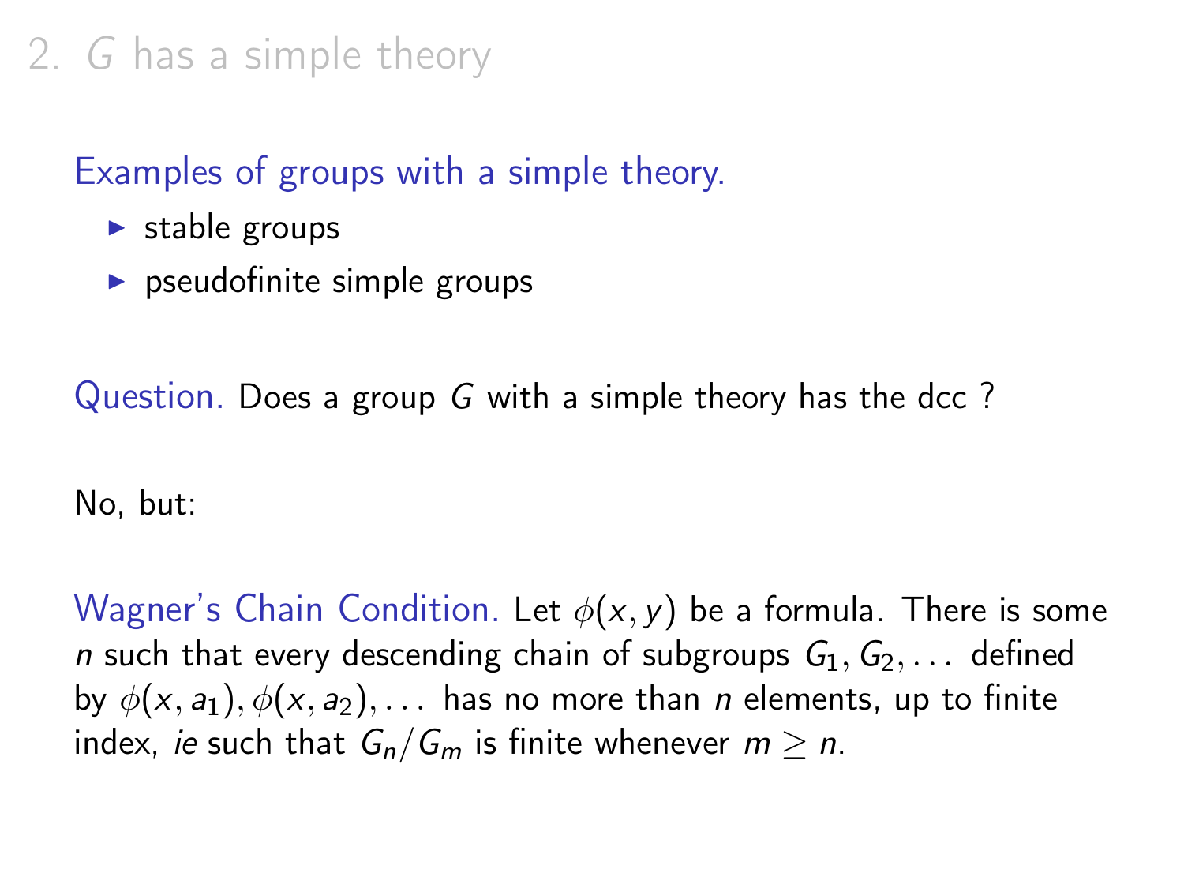# 2. $G$ has a simple theory

Examples of groups with a simple theory.

- stable groups
- pseudofinite simple groups

Question. Does a group $G$ with a simple theory has the dcc ?

No, but:

Wagner's Chain Condition. Let $\phi(x, y)$ be a formula. There is some $n$ such that every descending chain of subgroups $G_1, G_2, \ldots$ defined by $\phi(x, a_1), \phi(x, a_2), \ldots$ has no more than $n$ elements, up to finite index, *ie* such that $G_n/G_m$ is finite whenever $m \geq n$.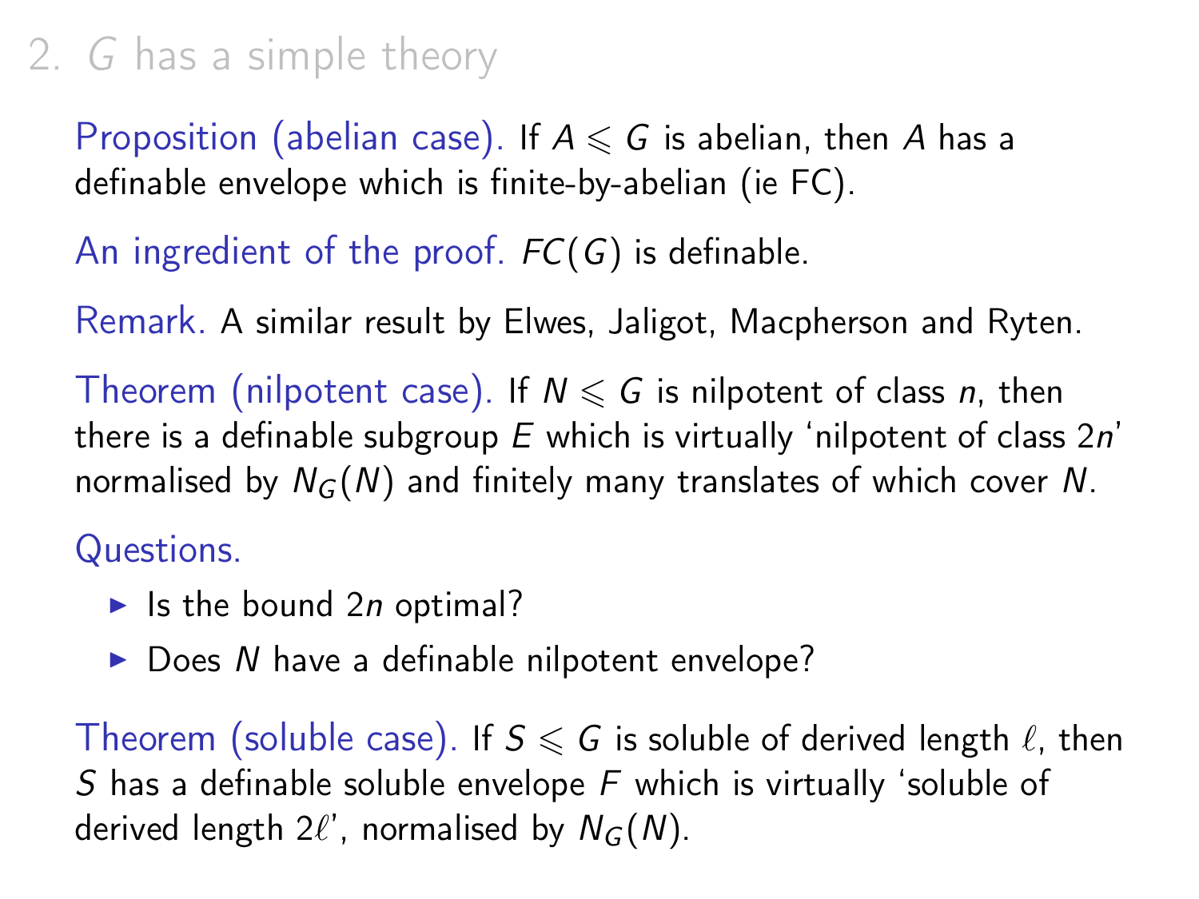## 2. $G$ has a simple theory

**Proposition (abelian case).** If $A \leqslant G$ is abelian, then $A$ has a definable envelope which is finite-by-abelian (ie FC).

**An ingredient of the proof.** $FC(G)$ is definable.

**Remark.** A similar result by Elwes, Jaligot, Macpherson and Ryten.

**Theorem (nilpotent case).** If $N \leqslant G$ is nilpotent of class $n$, then there is a definable subgroup $E$ which is virtually 'nilpotent of class $2n$' normalised by $N_G(N)$ and finitely many translates of which cover $N$.

**Questions.**

- Is the bound $2n$ optimal?
- Does $N$ have a definable nilpotent envelope?

**Theorem (soluble case).** If $S \leqslant G$ is soluble of derived length $\ell$, then $S$ has a definable soluble envelope $F$ which is virtually 'soluble of derived length $2\ell$', normalised by $N_G(N)$.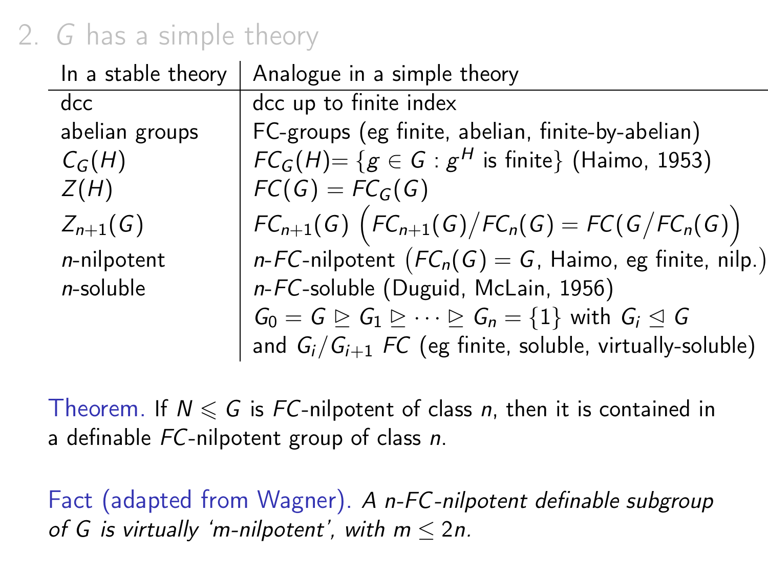## 2. $G$ has a simple theory

| In a stable theory | Analogue in a simple theory |
|---|---|
| dcc | dcc up to finite index |
| abelian groups | FC-groups (eg finite, abelian, finite-by-abelian) |
| $C_G(H)$ | $FC_G(H) = \{g \in G : g^H \text{ is finite}\}$ (Haimo, 1953) |
| $Z(H)$ | $FC(G) = FC_G(G)$ |
| $Z_{n+1}(G)$ | $FC_{n+1}(G)$ $\Big(FC_{n+1}(G)/FC_n(G) = FC(G/FC_n(G)\Big)$ |
| $n$-nilpotent | $n$-$FC$-nilpotent $\big(FC_n(G) = G$, Haimo, eg finite, nilp.$\big)$ |
| $n$-soluble | $n$-$FC$-soluble (Duguid, McLain, 1956) |
| | $G_0 = G \trianglerighteq G_1 \trianglerighteq \cdots \trianglerighteq G_n = \{1\}$ with $G_i \trianglelefteq G$ |
| | and $G_i/G_{i+1}$ $FC$ (eg finite, soluble, virtually-soluble) |

**Theorem.** If $N \leqslant G$ is $FC$-nilpotent of class $n$, then it is contained in a definable $FC$-nilpotent group of class $n$.

**Fact (adapted from Wagner).** *A $n$-$FC$-nilpotent definable subgroup of $G$ is virtually 'm-nilpotent', with $m \leq 2n$.*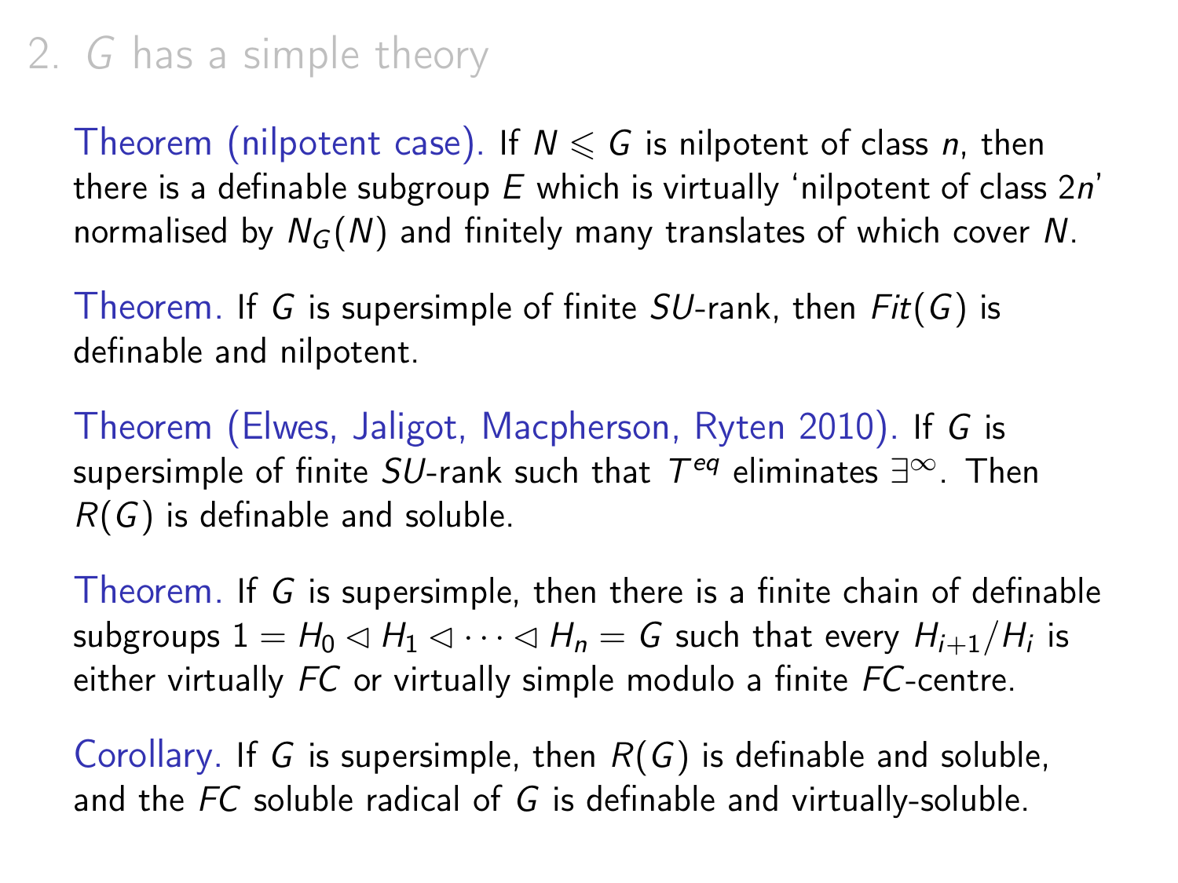## 2. $G$ has a simple theory

Theorem (nilpotent case). If $N \leqslant G$ is nilpotent of class $n$, then there is a definable subgroup $E$ which is virtually 'nilpotent of class $2n$' normalised by $N_G(N)$ and finitely many translates of which cover $N$.

Theorem. If $G$ is supersimple of finite $SU$-rank, then $Fit(G)$ is definable and nilpotent.

Theorem (Elwes, Jaligot, Macpherson, Ryten 2010). If $G$ is supersimple of finite $SU$-rank such that $T^{eq}$ eliminates $\exists^\infty$. Then $R(G)$ is definable and soluble.

Theorem. If $G$ is supersimple, then there is a finite chain of definable subgroups $1 = H_0 \lhd H_1 \lhd \cdots \lhd H_n = G$ such that every $H_{i+1}/H_i$ is either virtually $FC$ or virtually simple modulo a finite $FC$-centre.

Corollary. If $G$ is supersimple, then $R(G)$ is definable and soluble, and the $FC$ soluble radical of $G$ is definable and virtually-soluble.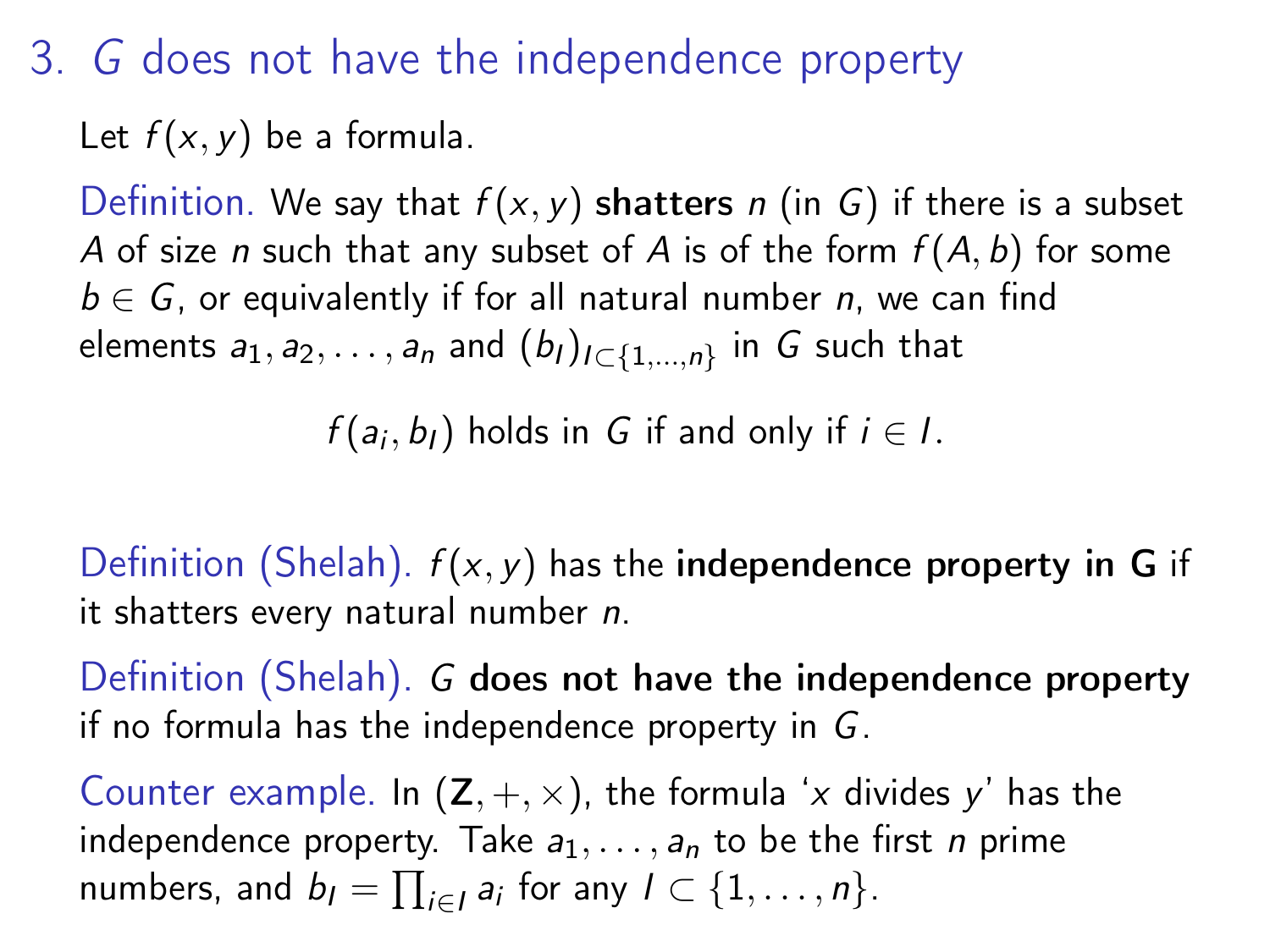# 3. $G$ does not have the independence property

Let $f(x, y)$ be a formula.

Definition. We say that $f(x, y)$ **shatters** $n$ (in $G$) if there is a subset $A$ of size $n$ such that any subset of $A$ is of the form $f(A, b)$ for some $b \in G$, or equivalently if for all natural number $n$, we can find elements $a_1, a_2, \ldots, a_n$ and $(b_I)_{I \subset \{1,\ldots,n\}}$ in $G$ such that

$$f(a_i, b_I) \text{ holds in } G \text{ if and only if } i \in I.$$

Definition (Shelah). $f(x, y)$ has the **independence property in G** if it shatters every natural number $n$.

Definition (Shelah). $G$ **does not have the independence property** if no formula has the independence property in $G$.

Counter example. In $(\mathbf{Z}, +, \times)$, the formula '$x$ divides $y$' has the independence property. Take $a_1, \ldots, a_n$ to be the first $n$ prime numbers, and $b_I = \prod_{i \in I} a_i$ for any $I \subset \{1, \ldots, n\}$.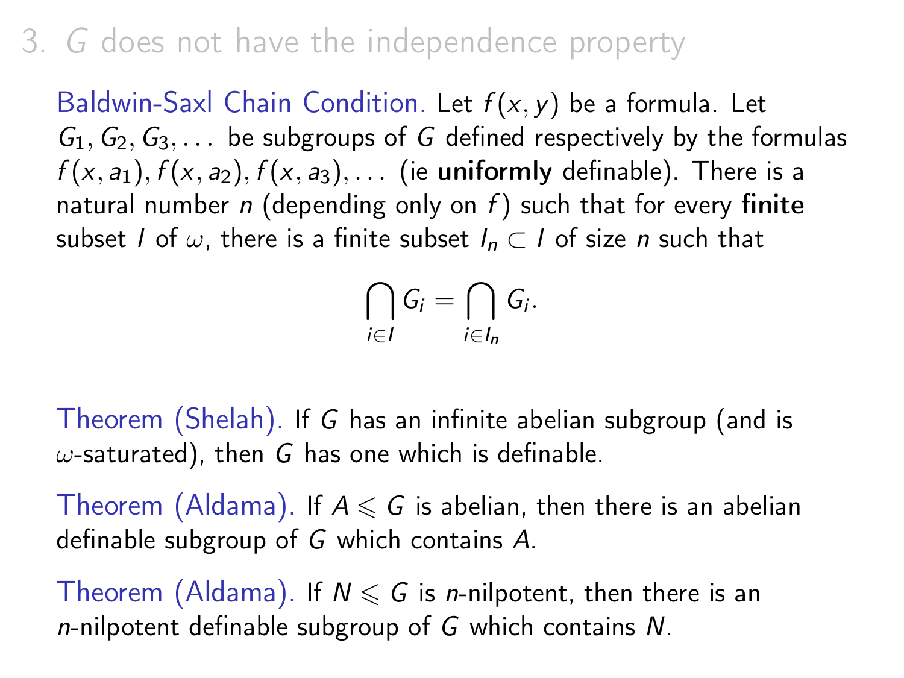# 3. $G$ does not have the independence property

Baldwin-Saxl Chain Condition. Let $f(x, y)$ be a formula. Let $G_1, G_2, G_3, \ldots$ be subgroups of $G$ defined respectively by the formulas $f(x, a_1), f(x, a_2), f(x, a_3), \ldots$ (ie **uniformly** definable). There is a natural number $n$ (depending only on $f$) such that for every **finite** subset $I$ of $\omega$, there is a finite subset $I_n \subset I$ of size $n$ such that

$$\bigcap_{i \in I} G_i = \bigcap_{i \in I_n} G_i.$$

Theorem (Shelah). If $G$ has an infinite abelian subgroup (and is $\omega$-saturated), then $G$ has one which is definable.

Theorem (Aldama). If $A \leqslant G$ is abelian, then there is an abelian definable subgroup of $G$ which contains $A$.

Theorem (Aldama). If $N \leqslant G$ is $n$-nilpotent, then there is an $n$-nilpotent definable subgroup of $G$ which contains $N$.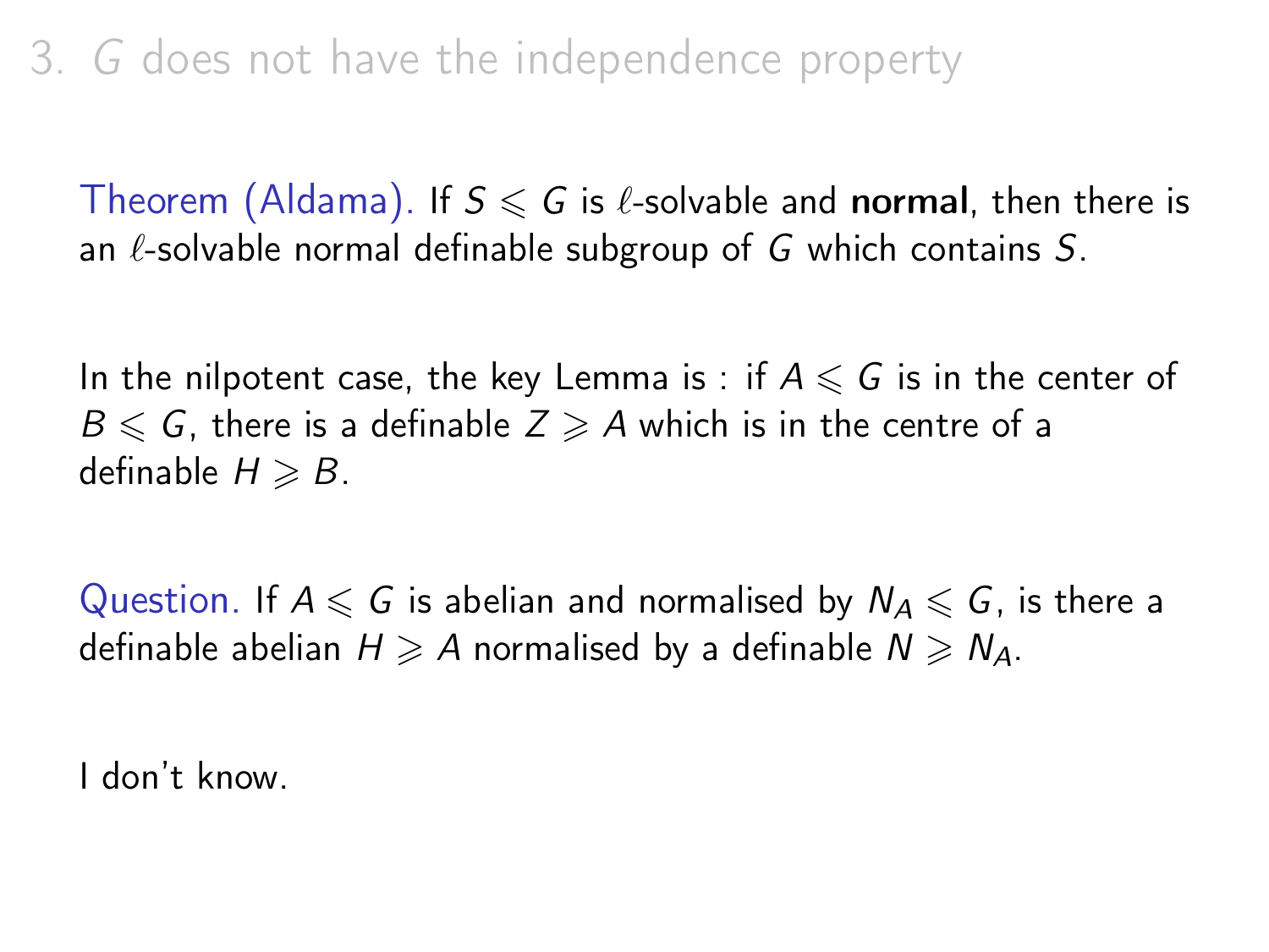# 3. $G$ does not have the independence property

Theorem (Aldama). If $S \leqslant G$ is $\ell$-solvable and **normal**, then there is an $\ell$-solvable normal definable subgroup of $G$ which contains $S$.

In the nilpotent case, the key Lemma is : if $A \leqslant G$ is in the center of $B \leqslant G$, there is a definable $Z \geqslant A$ which is in the centre of a definable $H \geqslant B$.

Question. If $A \leqslant G$ is abelian and normalised by $N_A \leqslant G$, is there a definable abelian $H \geqslant A$ normalised by a definable $N \geqslant N_A$.

I don't know.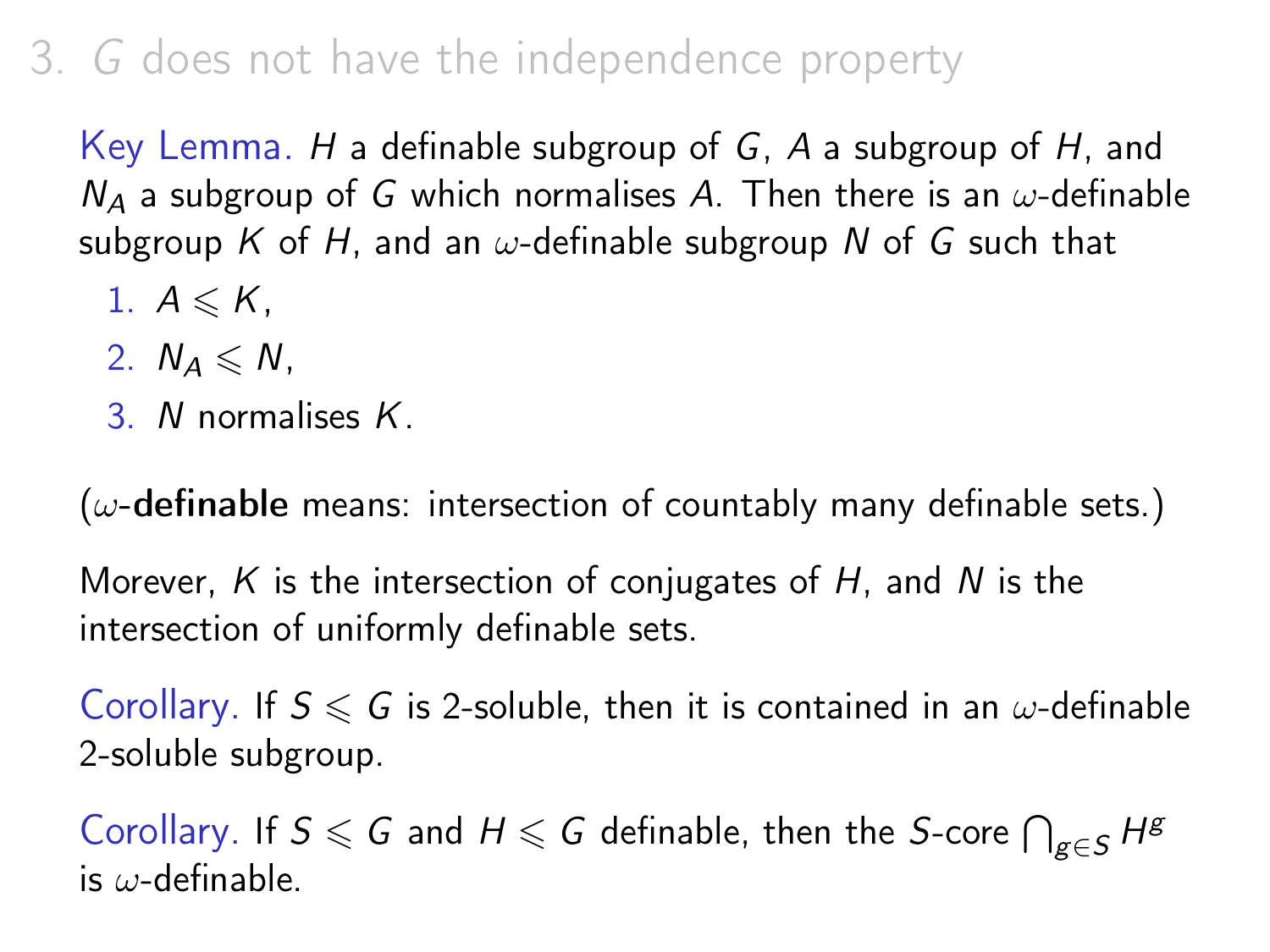## 3. $G$ does not have the independence property

**Key Lemma.** $H$ a definable subgroup of $G$, $A$ a subgroup of $H$, and $N_A$ a subgroup of $G$ which normalises $A$. Then there is an $\omega$-definable subgroup $K$ of $H$, and an $\omega$-definable subgroup $N$ of $G$ such that

1. $A \leqslant K$,
2. $N_A \leqslant N$,
3. $N$ normalises $K$.

($\omega$-**definable** means: intersection of countably many definable sets.)

Morever, $K$ is the intersection of conjugates of $H$, and $N$ is the intersection of uniformly definable sets.

**Corollary.** If $S \leqslant G$ is 2-soluble, then it is contained in an $\omega$-definable 2-soluble subgroup.

**Corollary.** If $S \leqslant G$ and $H \leqslant G$ definable, then the $S$-core $\bigcap_{g \in S} H^g$ is $\omega$-definable.